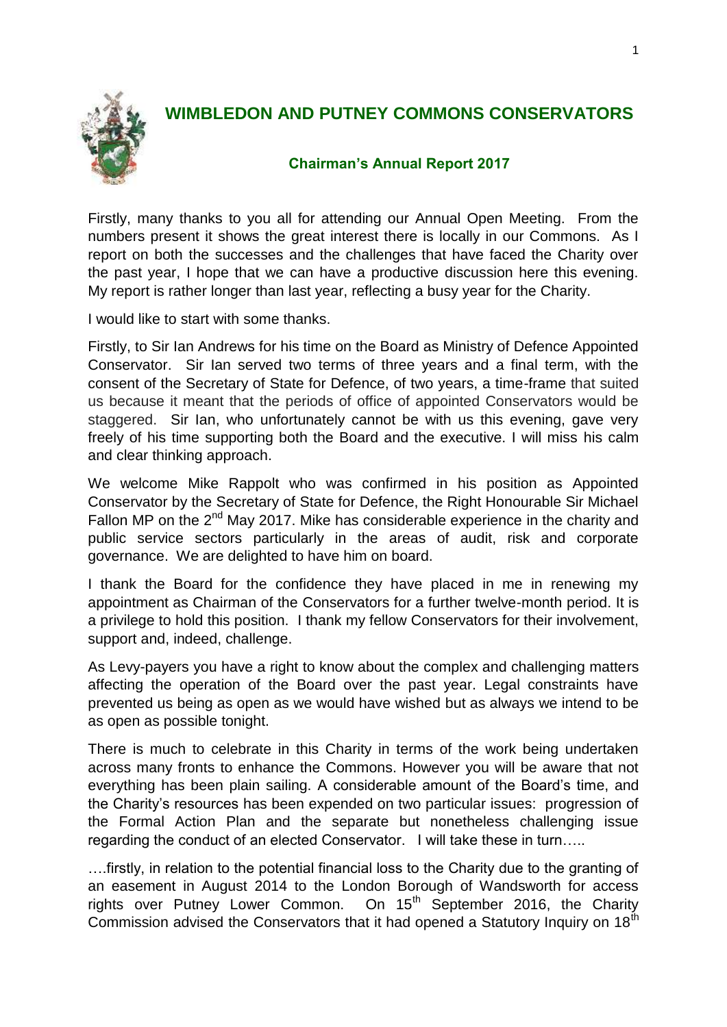# WIMBLEDON AND PUTNEY COMMONS CONSERVATORS

## Chairman's Annual Report 2017

Firstly, many thanks to you all for attending our Annual Open Meeting. From the numbers present it shows the great interest there is locally in our Commons. As I report on both the successes and the challenges that have faced the Charity over the past year, I hope that we can have a productive discussion here this evening. My report is rather longer than last year, reflecting a busy year for the Charity.

I would like to start with some thanks.

Firstly, to Sir Ian Andrews for his time on the Board as Ministry of Defence Appointed Conservator. Sir Ian served two terms of three years and a final term, with the consent of the Secretary of State for Defence, of two years, a time-frame that suited us because it meant that the periods of office of appointed Conservators would be staggered. Sir Ian, who unfortunately cannot be with us this evening, gave very freely of his time supporting both the Board and the executive. I will miss his calm and clear thinking approach.

We welcome Mike Rappolt who was confirmed in his position as Appointed Conservator by the Secretary of State for Defence, the Right Honourable Sir Michael Fallon MP on the 2nd May 2017. Mike has considerable experience in the charity and public service sectors particularly in the areas of audit, risk and corporate governance. We are delighted to have him on board.

I thank the Board for the confidence they have placed in me in renewing my appointment as Chairman of the Conservators for a further twelve-month period. It is a privilege to hold this position. I thank my fellow Conservators for their involvement, support and, indeed, challenge.

As Levy-payers you have a right to know about the complex and challenging matters affecting the operation of the Board over the past year. Legal constraints have prevented us being as open as we would have wished but as always we intend to be as open as possible tonight.

There is much to celebrate in this Charity in terms of the work being undertaken across many fronts to enhance the Commons. However you will be aware that not everything has been plain sailing. A considerable amount of the Board's time, and the Charity's resources has been expended on two particular issues: progression of the Formal Action Plan and the separate but nonetheless challenging issue regarding the conduct of an elected Conservator. I will take these in turn…..

….firstly, in relation to the potential financial loss to the Charity due to the granting of an easement in August 2014 to the London Borough of Wandsworth for access rights over Putney Lower Common. On 15th September 2016, the Charity Commission advised the Conservators that it had opened a Statutory Inquiry on 18th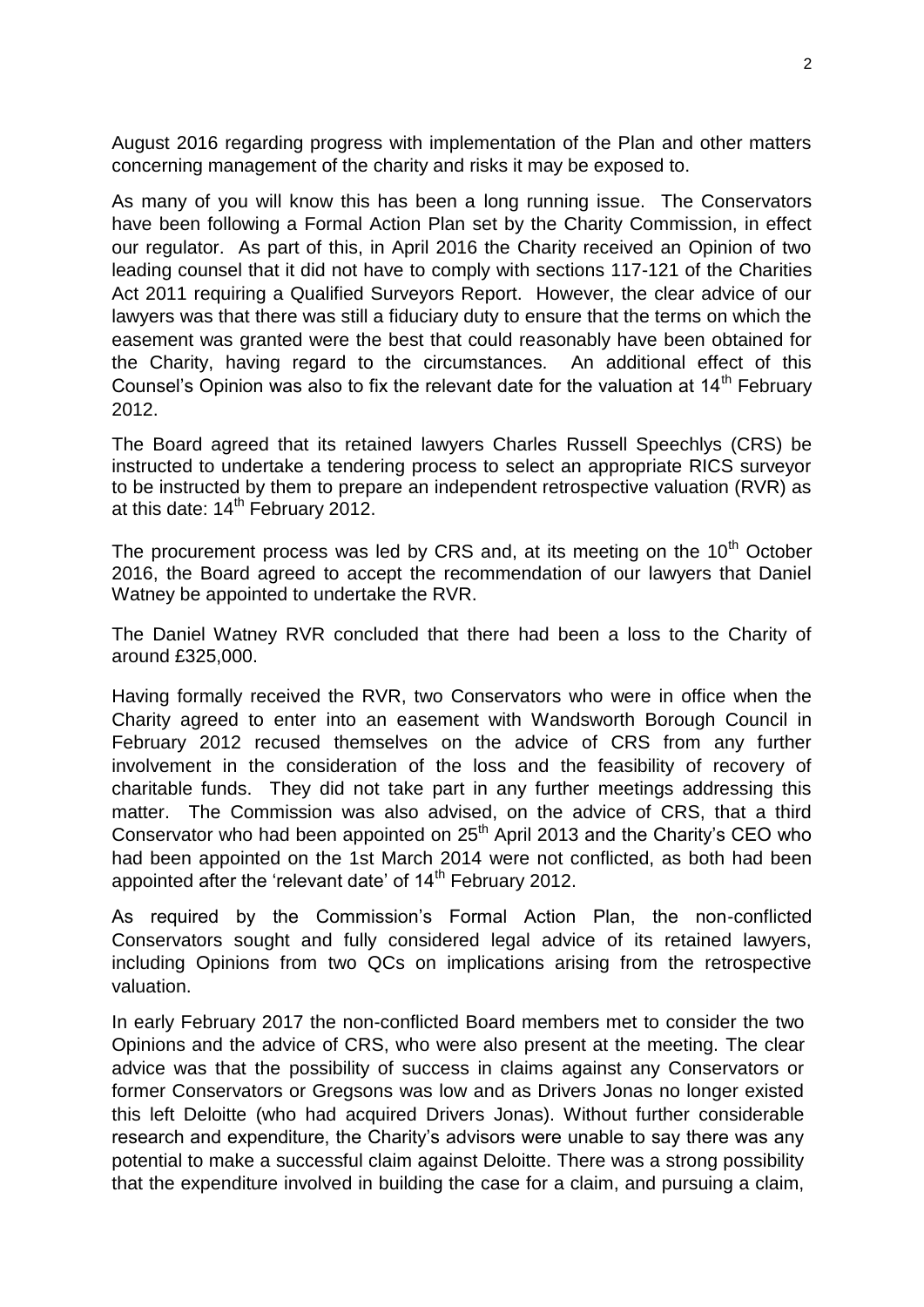August 2016 regarding progress with implementation of the Plan and other matters concerning management of the charity and risks it may be exposed to.

As many of you will know this has been a long running issue. The Conservators have been following a Formal Action Plan set by the Charity Commission, in effect our regulator. As part of this, in April 2016 the Charity received an Opinion of two leading counsel that it did not have to comply with sections 117-121 of the Charities Act 2011 requiring a Qualified Surveyors Report. However, the clear advice of our lawyers was that there was still a fiduciary duty to ensure that the terms on which the easement was granted were the best that could reasonably have been obtained for the Charity, having regard to the circumstances. An additional effect of this Counsel's Opinion was also to fix the relevant date for the valuation at 14th February 2012.

The Board agreed that its retained lawyers Charles Russell Speechlys (CRS) be instructed to undertake a tendering process to select an appropriate RICS surveyor to be instructed by them to prepare an independent retrospective valuation (RVR) as at this date: 14th February 2012.

The procurement process was led by CRS and, at its meeting on the 10th October 2016, the Board agreed to accept the recommendation of our lawyers that Daniel Watney be appointed to undertake the RVR.

The Daniel Watney RVR concluded that there had been a loss to the Charity of around £325,000.

Having formally received the RVR, two Conservators who were in office when the Charity agreed to enter into an easement with Wandsworth Borough Council in February 2012 recused themselves on the advice of CRS from any further involvement in the consideration of the loss and the feasibility of recovery of charitable funds. They did not take part in any further meetings addressing this matter. The Commission was also advised, on the advice of CRS, that a third Conservator who had been appointed on 25th April 2013 and the Charity's CEO who had been appointed on the 1st March 2014 were not conflicted, as both had been appointed after the 'relevant date' of 14th February 2012.

As required by the Commission's Formal Action Plan, the non-conflicted Conservators sought and fully considered legal advice of its retained lawyers, including Opinions from two QCs on implications arising from the retrospective valuation.

In early February 2017 the non-conflicted Board members met to consider the two Opinions and the advice of CRS, who were also present at the meeting. The clear advice was that the possibility of success in claims against any Conservators or former Conservators or Gregsons was low and as Drivers Jonas no longer existed this left Deloitte (who had acquired Drivers Jonas). Without further considerable research and expenditure, the Charity's advisors were unable to say there was any potential to make a successful claim against Deloitte. There was a strong possibility that the expenditure involved in building the case for a claim, and pursuing a claim,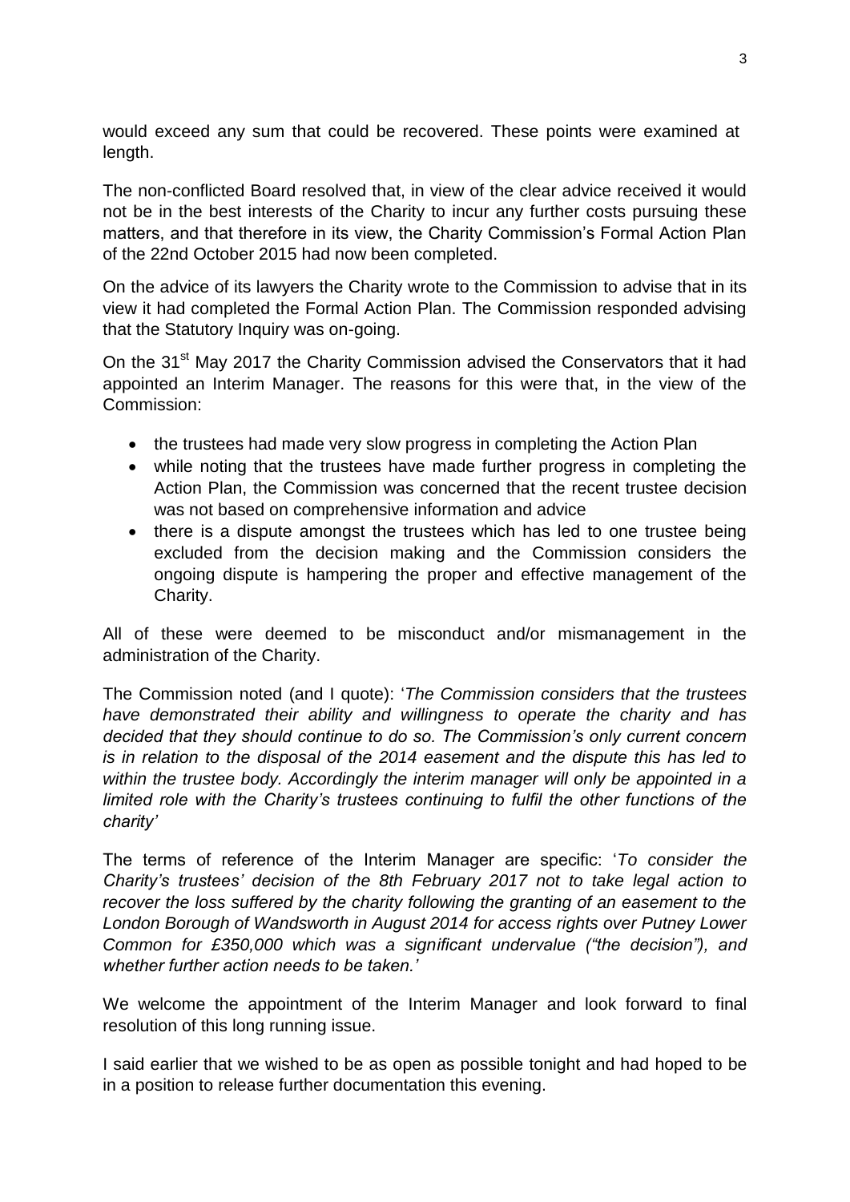would exceed any sum that could be recovered. These points were examined at length.

The non-conflicted Board resolved that, in view of the clear advice received it would not be in the best interests of the Charity to incur any further costs pursuing these matters, and that therefore in its view, the Charity Commission's Formal Action Plan of the 22nd October 2015 had now been completed.

On the advice of its lawyers the Charity wrote to the Commission to advise that in its view it had completed the Formal Action Plan. The Commission responded advising that the Statutory Inquiry was on-going.

On the 31st May 2017 the Charity Commission advised the Conservators that it had appointed an Interim Manager. The reasons for this were that, in the view of the Commission:

- the trustees had made very slow progress in completing the Action Plan
- while noting that the trustees have made further progress in completing the Action Plan, the Commission was concerned that the recent trustee decision was not based on comprehensive information and advice
- there is a dispute amongst the trustees which has led to one trustee being excluded from the decision making and the Commission considers the ongoing dispute is hampering the proper and effective management of the Charity.

All of these were deemed to be misconduct and/or mismanagement in the administration of the Charity.

The Commission noted (and I quote): '*The Commission considers that the trustees have demonstrated their ability and willingness to operate the charity and has decided that they should continue to do so. The Commission's only current concern is in relation to the disposal of the 2014 easement and the dispute this has led to within the trustee body. Accordingly the interim manager will only be appointed in a limited role with the Charity's trustees continuing to fulfil the other functions of the charity*'

The terms of reference of the Interim Manager are specific: '*To consider the Charity's trustees' decision of the 8th February 2017 not to take legal action to recover the loss suffered by the charity following the granting of an easement to the London Borough of Wandsworth in August 2014 for access rights over Putney Lower Common for £350,000 which was a significant undervalue ("the decision"), and whether further action needs to be taken.*'

We welcome the appointment of the Interim Manager and look forward to final resolution of this long running issue.

I said earlier that we wished to be as open as possible tonight and had hoped to be in a position to release further documentation this evening.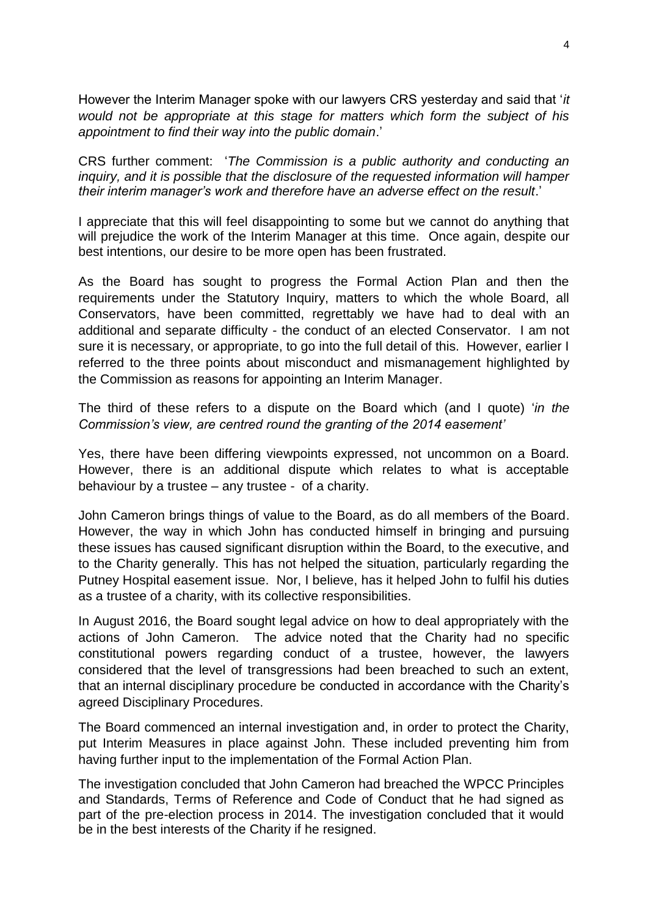However the Interim Manager spoke with our lawyers CRS yesterday and said that '*it would not be appropriate at this stage for matters which form the subject of his appointment to find their way into the public domain*.'

CRS further comment: '*The Commission is a public authority and conducting an inquiry, and it is possible that the disclosure of the requested information will hamper their interim manager's work and therefore have an adverse effect on the result*.'

I appreciate that this will feel disappointing to some but we cannot do anything that will prejudice the work of the Interim Manager at this time. Once again, despite our best intentions, our desire to be more open has been frustrated.

As the Board has sought to progress the Formal Action Plan and then the requirements under the Statutory Inquiry, matters to which the whole Board, all Conservators, have been committed, regrettably we have had to deal with an additional and separate difficulty - the conduct of an elected Conservator. I am not sure it is necessary, or appropriate, to go into the full detail of this. However, earlier I referred to the three points about misconduct and mismanagement highlighted by the Commission as reasons for appointing an Interim Manager.

The third of these refers to a dispute on the Board which (and I quote) '*in the Commission's view, are centred round the granting of the 2014 easement'*

Yes, there have been differing viewpoints expressed, not uncommon on a Board. However, there is an additional dispute which relates to what is acceptable behaviour by a trustee – any trustee - of a charity.

John Cameron brings things of value to the Board, as do all members of the Board. However, the way in which John has conducted himself in bringing and pursuing these issues has caused significant disruption within the Board, to the executive, and to the Charity generally. This has not helped the situation, particularly regarding the Putney Hospital easement issue. Nor, I believe, has it helped John to fulfil his duties as a trustee of a charity, with its collective responsibilities.

In August 2016, the Board sought legal advice on how to deal appropriately with the actions of John Cameron. The advice noted that the Charity had no specific constitutional powers regarding conduct of a trustee, however, the lawyers considered that the level of transgressions had been breached to such an extent, that an internal disciplinary procedure be conducted in accordance with the Charity's agreed Disciplinary Procedures.

The Board commenced an internal investigation and, in order to protect the Charity, put Interim Measures in place against John. These included preventing him from having further input to the implementation of the Formal Action Plan.

The investigation concluded that John Cameron had breached the WPCC Principles and Standards, Terms of Reference and Code of Conduct that he had signed as part of the pre-election process in 2014. The investigation concluded that it would be in the best interests of the Charity if he resigned.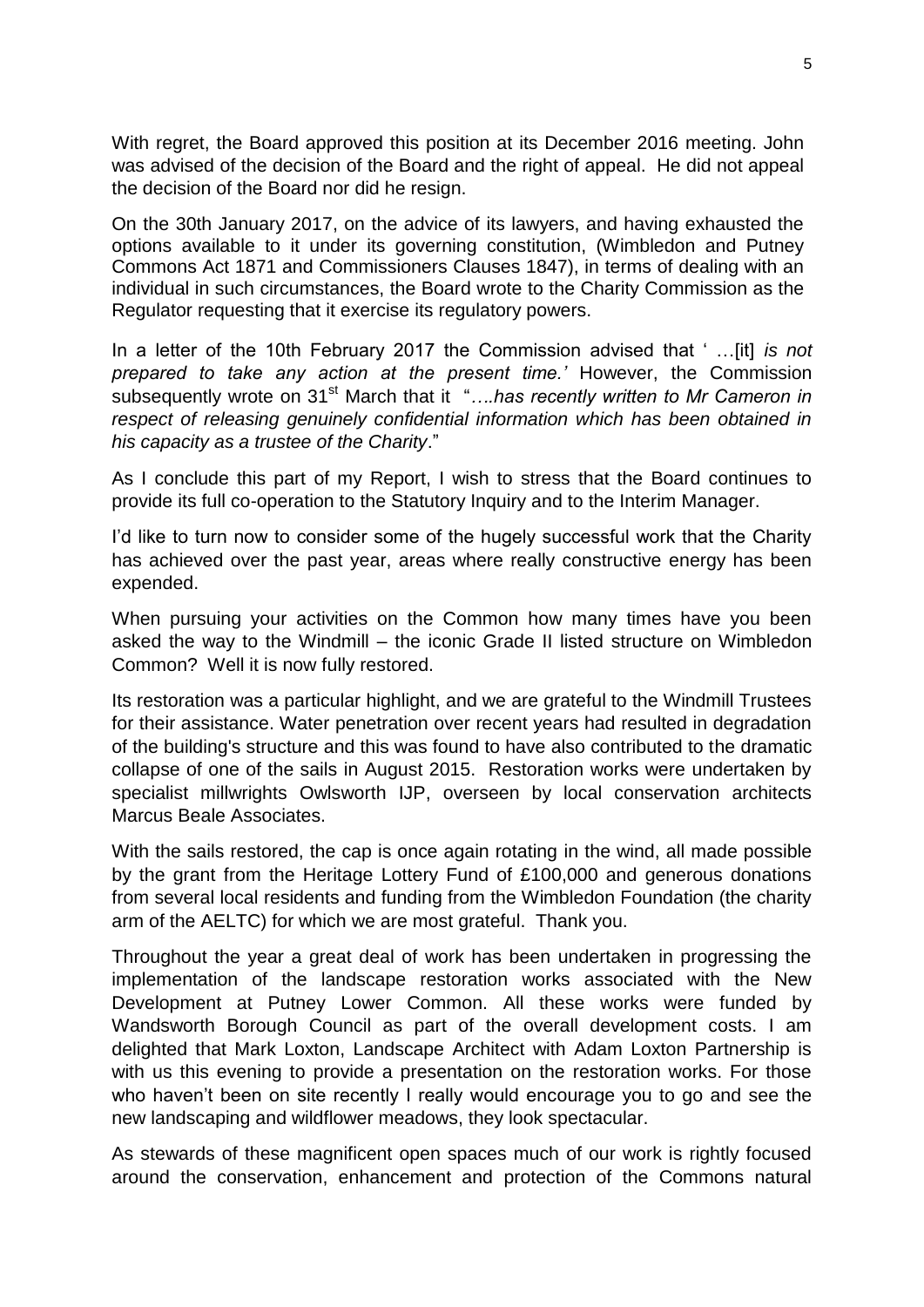With regret, the Board approved this position at its December 2016 meeting. John was advised of the decision of the Board and the right of appeal. He did not appeal the decision of the Board nor did he resign.

On the 30th January 2017, on the advice of its lawyers, and having exhausted the options available to it under its governing constitution, (Wimbledon and Putney Commons Act 1871 and Commissioners Clauses 1847), in terms of dealing with an individual in such circumstances, the Board wrote to the Charity Commission as the Regulator requesting that it exercise its regulatory powers.

In a letter of the 10th February 2017 the Commission advised that ' …[it] *is not prepared to take any action at the present time.'* However, the Commission subsequently wrote on 31st March that it "*….has recently written to Mr Cameron in respect of releasing genuinely confidential information which has been obtained in his capacity as a trustee of the Charity*."

As I conclude this part of my Report, I wish to stress that the Board continues to provide its full co-operation to the Statutory Inquiry and to the Interim Manager.

I'd like to turn now to consider some of the hugely successful work that the Charity has achieved over the past year, areas where really constructive energy has been expended.

When pursuing your activities on the Common how many times have you been asked the way to the Windmill – the iconic Grade II listed structure on Wimbledon Common? Well it is now fully restored.

Its restoration was a particular highlight, and we are grateful to the Windmill Trustees for their assistance. Water penetration over recent years had resulted in degradation of the building's structure and this was found to have also contributed to the dramatic collapse of one of the sails in August 2015. Restoration works were undertaken by specialist millwrights Owlsworth IJP, overseen by local conservation architects Marcus Beale Associates.

With the sails restored, the cap is once again rotating in the wind, all made possible by the grant from the Heritage Lottery Fund of £100,000 and generous donations from several local residents and funding from the Wimbledon Foundation (the charity arm of the AELTC) for which we are most grateful. Thank you.

Throughout the year a great deal of work has been undertaken in progressing the implementation of the landscape restoration works associated with the New Development at Putney Lower Common. All these works were funded by Wandsworth Borough Council as part of the overall development costs. I am delighted that Mark Loxton, Landscape Architect with Adam Loxton Partnership is with us this evening to provide a presentation on the restoration works. For those who haven't been on site recently I really would encourage you to go and see the new landscaping and wildflower meadows, they look spectacular.

As stewards of these magnificent open spaces much of our work is rightly focused around the conservation, enhancement and protection of the Commons natural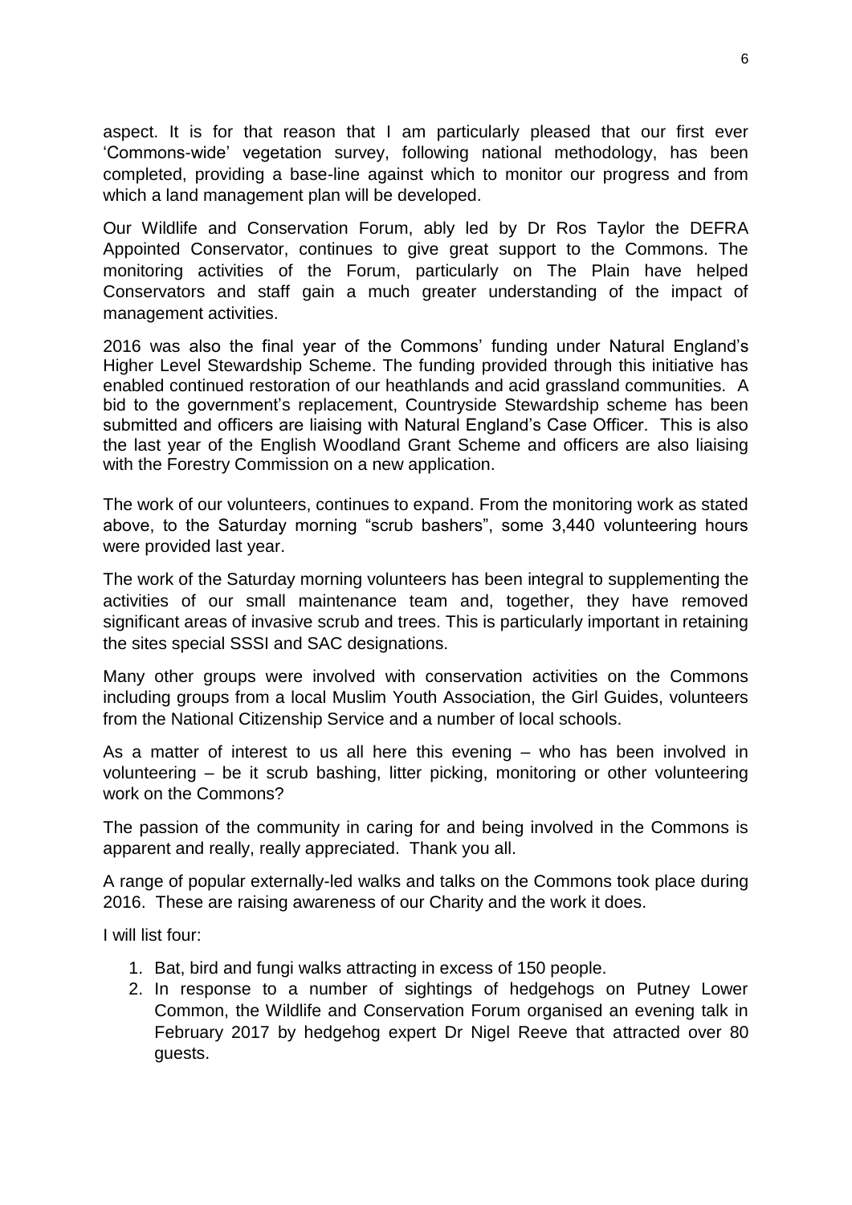aspect. It is for that reason that I am particularly pleased that our first ever 'Commons-wide' vegetation survey, following national methodology, has been completed, providing a base-line against which to monitor our progress and from which a land management plan will be developed.

Our Wildlife and Conservation Forum, ably led by Dr Ros Taylor the DEFRA Appointed Conservator, continues to give great support to the Commons. The monitoring activities of the Forum, particularly on The Plain have helped Conservators and staff gain a much greater understanding of the impact of management activities.

2016 was also the final year of the Commons' funding under Natural England's Higher Level Stewardship Scheme. The funding provided through this initiative has enabled continued restoration of our heathlands and acid grassland communities. A bid to the government's replacement, Countryside Stewardship scheme has been submitted and officers are liaising with Natural England's Case Officer. This is also the last year of the English Woodland Grant Scheme and officers are also liaising with the Forestry Commission on a new application.

The work of our volunteers, continues to expand. From the monitoring work as stated above, to the Saturday morning "scrub bashers", some 3,440 volunteering hours were provided last year.

The work of the Saturday morning volunteers has been integral to supplementing the activities of our small maintenance team and, together, they have removed significant areas of invasive scrub and trees. This is particularly important in retaining the sites special SSSI and SAC designations.

Many other groups were involved with conservation activities on the Commons including groups from a local Muslim Youth Association, the Girl Guides, volunteers from the National Citizenship Service and a number of local schools.

As a matter of interest to us all here this evening – who has been involved in volunteering – be it scrub bashing, litter picking, monitoring or other volunteering work on the Commons?

The passion of the community in caring for and being involved in the Commons is apparent and really, really appreciated. Thank you all.

A range of popular externally-led walks and talks on the Commons took place during 2016. These are raising awareness of our Charity and the work it does.

I will list four:

1. Bat, bird and fungi walks attracting in excess of 150 people.
2. In response to a number of sightings of hedgehogs on Putney Lower Common, the Wildlife and Conservation Forum organised an evening talk in February 2017 by hedgehog expert Dr Nigel Reeve that attracted over 80 guests.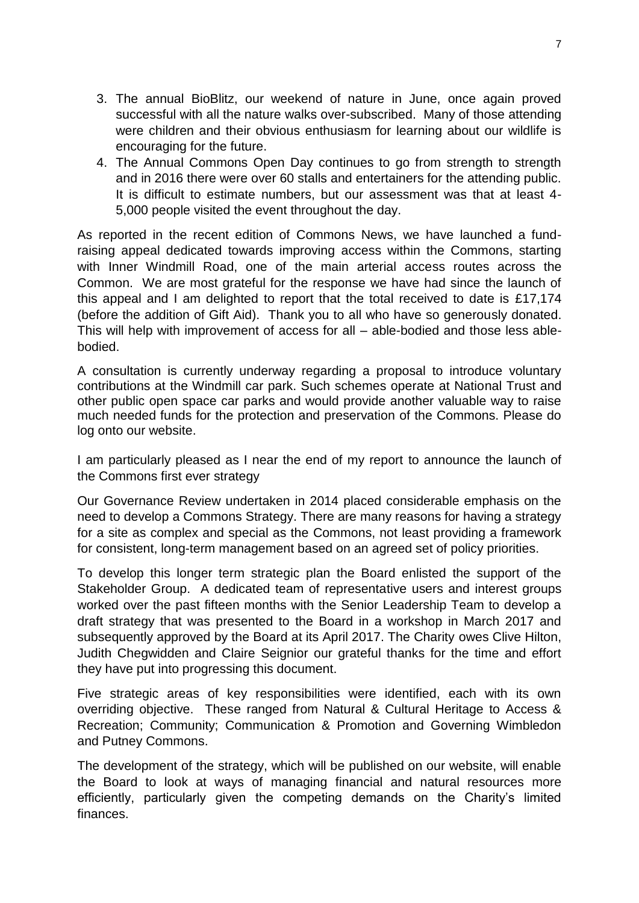3. The annual BioBlitz, our weekend of nature in June, once again proved successful with all the nature walks over-subscribed. Many of those attending were children and their obvious enthusiasm for learning about our wildlife is encouraging for the future.
4. The Annual Commons Open Day continues to go from strength to strength and in 2016 there were over 60 stalls and entertainers for the attending public. It is difficult to estimate numbers, but our assessment was that at least 4-5,000 people visited the event throughout the day.

As reported in the recent edition of Commons News, we have launched a fund-raising appeal dedicated towards improving access within the Commons, starting with Inner Windmill Road, one of the main arterial access routes across the Common. We are most grateful for the response we have had since the launch of this appeal and I am delighted to report that the total received to date is £17,174 (before the addition of Gift Aid). Thank you to all who have so generously donated. This will help with improvement of access for all – able-bodied and those less able-bodied.

A consultation is currently underway regarding a proposal to introduce voluntary contributions at the Windmill car park. Such schemes operate at National Trust and other public open space car parks and would provide another valuable way to raise much needed funds for the protection and preservation of the Commons. Please do log onto our website.

I am particularly pleased as I near the end of my report to announce the launch of the Commons first ever strategy

Our Governance Review undertaken in 2014 placed considerable emphasis on the need to develop a Commons Strategy. There are many reasons for having a strategy for a site as complex and special as the Commons, not least providing a framework for consistent, long-term management based on an agreed set of policy priorities.

To develop this longer term strategic plan the Board enlisted the support of the Stakeholder Group. A dedicated team of representative users and interest groups worked over the past fifteen months with the Senior Leadership Team to develop a draft strategy that was presented to the Board in a workshop in March 2017 and subsequently approved by the Board at its April 2017. The Charity owes Clive Hilton, Judith Chegwidden and Claire Seignior our grateful thanks for the time and effort they have put into progressing this document.

Five strategic areas of key responsibilities were identified, each with its own overriding objective. These ranged from Natural & Cultural Heritage to Access & Recreation; Community; Communication & Promotion and Governing Wimbledon and Putney Commons.

The development of the strategy, which will be published on our website, will enable the Board to look at ways of managing financial and natural resources more efficiently, particularly given the competing demands on the Charity's limited finances.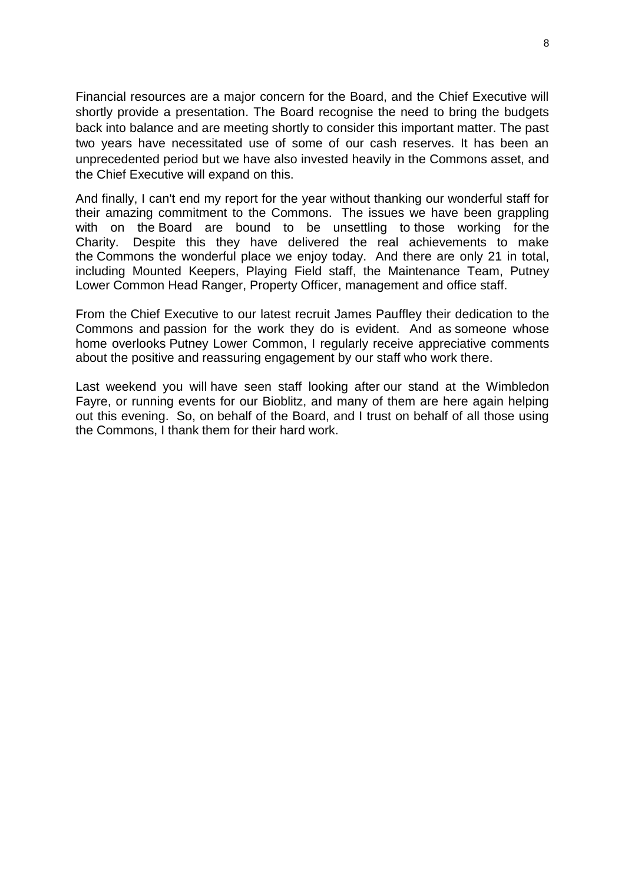Financial resources are a major concern for the Board, and the Chief Executive will shortly provide a presentation. The Board recognise the need to bring the budgets back into balance and are meeting shortly to consider this important matter. The past two years have necessitated use of some of our cash reserves. It has been an unprecedented period but we have also invested heavily in the Commons asset, and the Chief Executive will expand on this.

And finally, I can't end my report for the year without thanking our wonderful staff for their amazing commitment to the Commons. The issues we have been grappling with on the Board are bound to be unsettling to those working for the Charity. Despite this they have delivered the real achievements to make the Commons the wonderful place we enjoy today. And there are only 21 in total, including Mounted Keepers, Playing Field staff, the Maintenance Team, Putney Lower Common Head Ranger, Property Officer, management and office staff.

From the Chief Executive to our latest recruit James Pauffley their dedication to the Commons and passion for the work they do is evident. And as someone whose home overlooks Putney Lower Common, I regularly receive appreciative comments about the positive and reassuring engagement by our staff who work there.

Last weekend you will have seen staff looking after our stand at the Wimbledon Fayre, or running events for our Bioblitz, and many of them are here again helping out this evening. So, on behalf of the Board, and I trust on behalf of all those using the Commons, I thank them for their hard work.